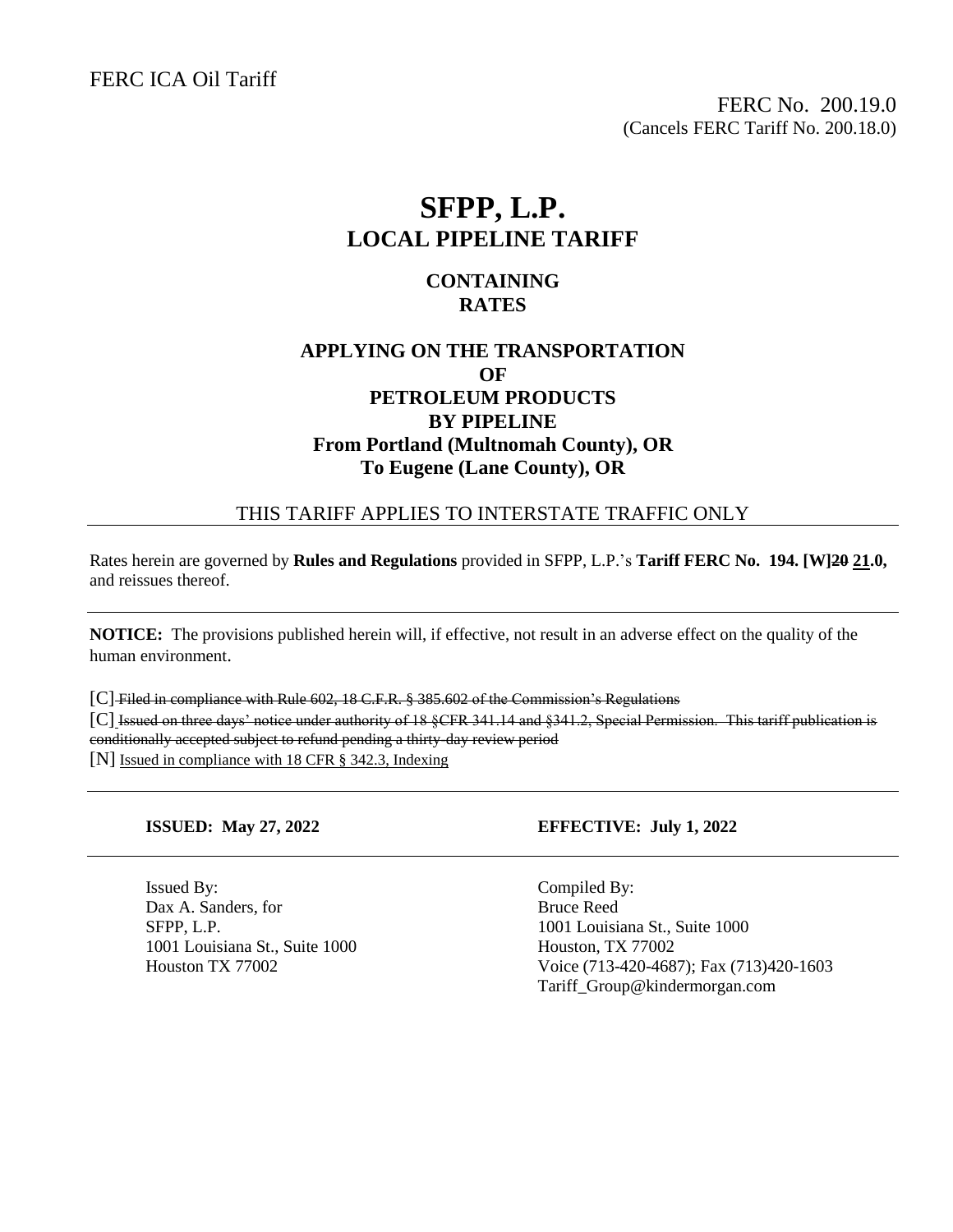FERC ICA Oil Tariff

FERC No. 200.19.0
(Cancels FERC Tariff No. 200.18.0)

# SFPP, L.P.
## LOCAL PIPELINE TARIFF

### CONTAINING
### RATES

### APPLYING ON THE TRANSPORTATION
### OF
### PETROLEUM PRODUCTS
### BY PIPELINE
### From Portland (Multnomah County), OR
### To Eugene (Lane County), OR

THIS TARIFF APPLIES TO INTERSTATE TRAFFIC ONLY

---

Rates herein are governed by **Rules and Regulations** provided in SFPP, L.P.'s **Tariff FERC No. 194. [W]~~20~~ 21.0,** and reissues thereof.

---

**NOTICE:** The provisions published herein will, if effective, not result in an adverse effect on the quality of the human environment.

[C] ~~Filed in compliance with Rule 602, 18 C.F.R. § 385.602 of the Commission's Regulations~~

[C] ~~Issued on three days' notice under authority of 18 §CFR 341.14 and §341.2, Special Permission. This tariff publication is conditionally accepted subject to refund pending a thirty-day review period~~

[N] Issued in compliance with 18 CFR § 342.3, Indexing

---

**ISSUED: May 27, 2022** | **EFFECTIVE: July 1, 2022**

---

Issued By:
Dax A. Sanders, for
SFPP, L.P.
1001 Louisiana St., Suite 1000
Houston TX 77002

Compiled By:
Bruce Reed
1001 Louisiana St., Suite 1000
Houston, TX 77002
Voice (713-420-4687); Fax (713)420-1603
Tariff_Group@kindermorgan.com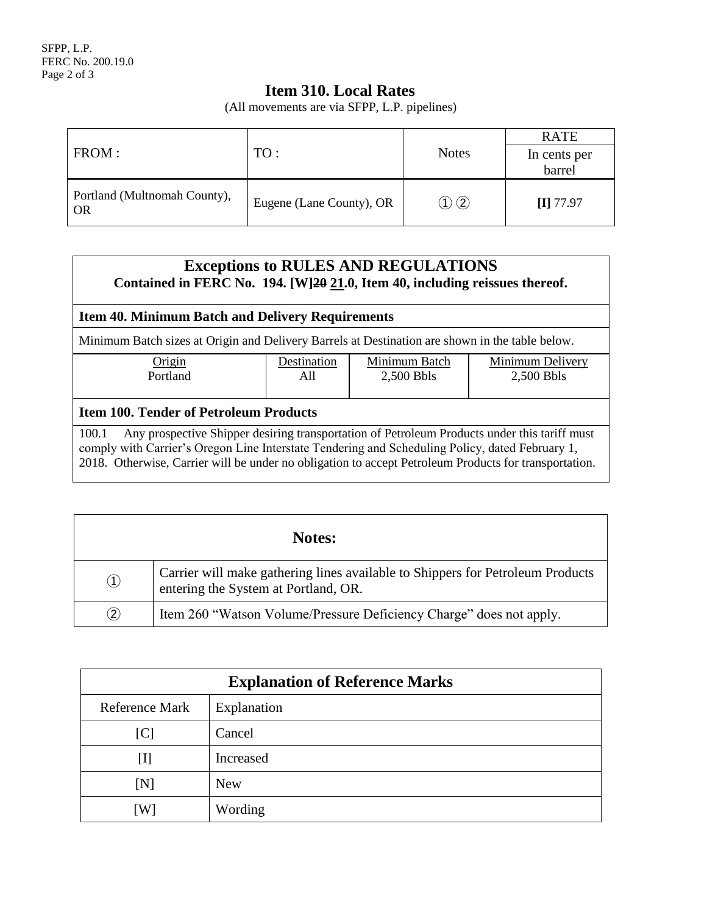## Item 310. Local Rates

(All movements are via SFPP, L.P. pipelines)

| FROM : | TO : | Notes | RATE In cents per barrel |
|---|---|---|---|
| Portland (Multnomah County), OR | Eugene (Lane County), OR | ① ② | **[I]** 77.97 |

## Exceptions to RULES AND REGULATIONS

**Contained in FERC No. 194. [W]~~20~~ 21.0, Item 40, including reissues thereof.**

### Item 40. Minimum Batch and Delivery Requirements

Minimum Batch sizes at Origin and Delivery Barrels at Destination are shown in the table below.

| Origin | Destination | Minimum Batch | Minimum Delivery |
|---|---|---|---|
| Portland | All | 2,500 Bbls | 2,500 Bbls |

### Item 100. Tender of Petroleum Products

100.1 Any prospective Shipper desiring transportation of Petroleum Products under this tariff must comply with Carrier's Oregon Line Interstate Tendering and Scheduling Policy, dated February 1, 2018. Otherwise, Carrier will be under no obligation to accept Petroleum Products for transportation.

| Notes: | |
|---|---|
| ① | Carrier will make gathering lines available to Shippers for Petroleum Products entering the System at Portland, OR. |
| ② | Item 260 "Watson Volume/Pressure Deficiency Charge" does not apply. |

| Explanation of Reference Marks | |
|---|---|
| Reference Mark | Explanation |
| [C] | Cancel |
| [I] | Increased |
| [N] | New |
| [W] | Wording |